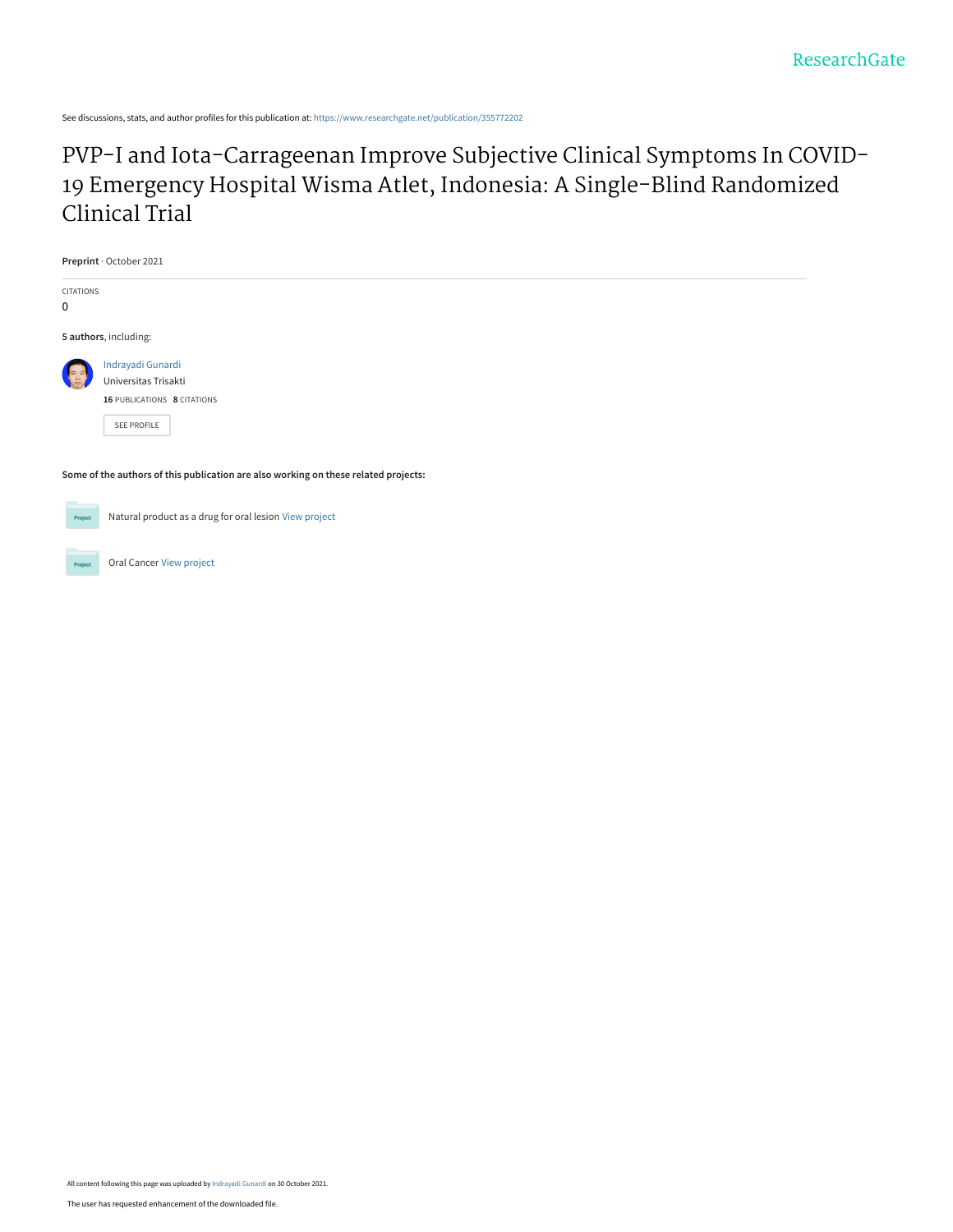ResearchGate

See discussions, stats, and author profiles for this publication at: https://www.researchgate.net/publication/355772202

# PVP-I and Iota-Carrageenan Improve Subjective Clinical Symptoms In COVID-19 Emergency Hospital Wisma Atlet, Indonesia: A Single-Blind Randomized Clinical Trial

**Preprint** · October 2021

CITATIONS

0

**5 authors**, including:

Indrayadi Gunardi

Universitas Trisakti

**16** PUBLICATIONS **8** CITATIONS

SEE PROFILE

**Some of the authors of this publication are also working on these related projects:**

Project Natural product as a drug for oral lesion View project

Project Oral Cancer View project

All content following this page was uploaded by Indrayadi Gunardi on 30 October 2021.

The user has requested enhancement of the downloaded file.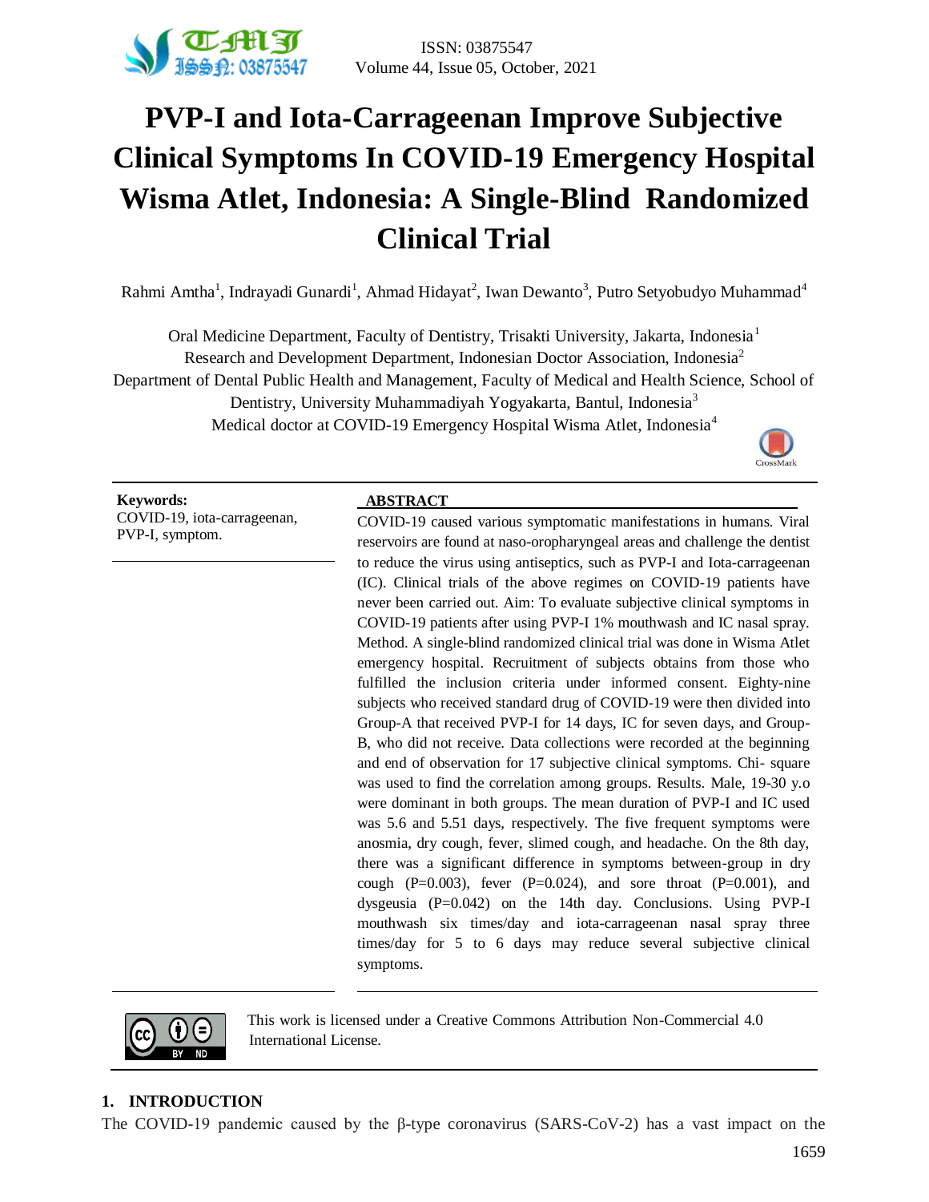# PVP-I and Iota-Carrageenan Improve Subjective Clinical Symptoms In COVID-19 Emergency Hospital Wisma Atlet, Indonesia: A Single-Blind Randomized Clinical Trial

Rahmi Amtha[1], Indrayadi Gunardi[1], Ahmad Hidayat[2], Iwan Dewanto[3], Putro Setyobudyo Muhammad[4]

Oral Medicine Department, Faculty of Dentistry, Trisakti University, Jakarta, Indonesia[1]
Research and Development Department, Indonesian Doctor Association, Indonesia[2]
Department of Dental Public Health and Management, Faculty of Medical and Health Science, School of Dentistry, University Muhammadiyah Yogyakarta, Bantul, Indonesia[3]
Medical doctor at COVID-19 Emergency Hospital Wisma Atlet, Indonesia[4]

**Keywords:**
COVID-19, iota-carrageenan, PVP-I, symptom.

**ABSTRACT**

COVID-19 caused various symptomatic manifestations in humans. Viral reservoirs are found at naso-oropharyngeal areas and challenge the dentist to reduce the virus using antiseptics, such as PVP-I and Iota-carrageenan (IC). Clinical trials of the above regimes on COVID-19 patients have never been carried out. Aim: To evaluate subjective clinical symptoms in COVID-19 patients after using PVP-I 1% mouthwash and IC nasal spray. Method. A single-blind randomized clinical trial was done in Wisma Atlet emergency hospital. Recruitment of subjects obtains from those who fulfilled the inclusion criteria under informed consent. Eighty-nine subjects who received standard drug of COVID-19 were then divided into Group-A that received PVP-I for 14 days, IC for seven days, and Group-B, who did not receive. Data collections were recorded at the beginning and end of observation for 17 subjective clinical symptoms. Chi- square was used to find the correlation among groups. Results. Male, 19-30 y.o were dominant in both groups. The mean duration of PVP-I and IC used was 5.6 and 5.51 days, respectively. The five frequent symptoms were anosmia, dry cough, fever, slimed cough, and headache. On the 8th day, there was a significant difference in symptoms between-group in dry cough (P=0.003), fever (P=0.024), and sore throat (P=0.001), and dysgeusia (P=0.042) on the 14th day. Conclusions. Using PVP-I mouthwash six times/day and iota-carrageenan nasal spray three times/day for 5 to 6 days may reduce several subjective clinical symptoms.

This work is licensed under a Creative Commons Attribution Non-Commercial 4.0 International License.

## 1. INTRODUCTION

The COVID-19 pandemic caused by the β-type coronavirus (SARS-CoV-2) has a vast impact on the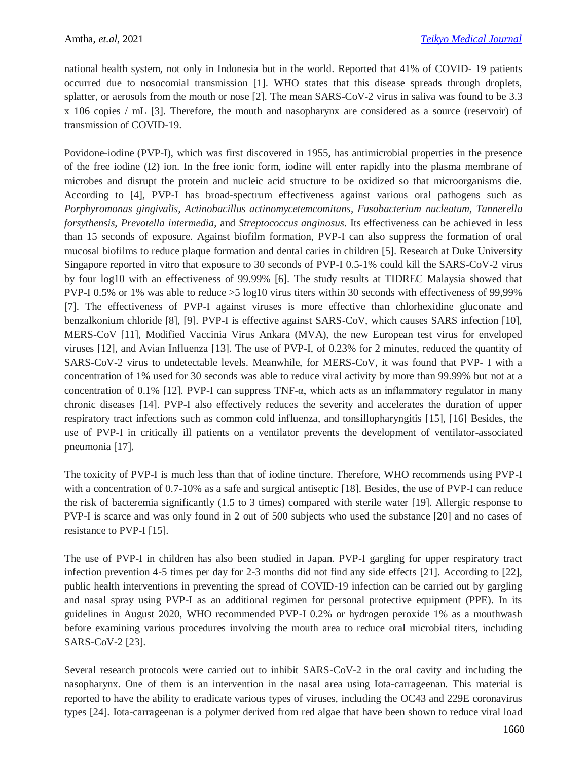national health system, not only in Indonesia but in the world. Reported that 41% of COVID- 19 patients occurred due to nosocomial transmission [1]. WHO states that this disease spreads through droplets, splatter, or aerosols from the mouth or nose [2]. The mean SARS-CoV-2 virus in saliva was found to be 3.3 x 106 copies / mL [3]. Therefore, the mouth and nasopharynx are considered as a source (reservoir) of transmission of COVID-19.

Povidone-iodine (PVP-I), which was first discovered in 1955, has antimicrobial properties in the presence of the free iodine (I2) ion. In the free ionic form, iodine will enter rapidly into the plasma membrane of microbes and disrupt the protein and nucleic acid structure to be oxidized so that microorganisms die. According to [4], PVP-I has broad-spectrum effectiveness against various oral pathogens such as *Porphyromonas gingivalis, Actinobacillus actinomycetemcomitans, Fusobacterium nucleatum, Tannerella forsythensis, Prevotella intermedia,* and *Streptococcus anginosus.* Its effectiveness can be achieved in less than 15 seconds of exposure. Against biofilm formation, PVP-I can also suppress the formation of oral mucosal biofilms to reduce plaque formation and dental caries in children [5]. Research at Duke University Singapore reported in vitro that exposure to 30 seconds of PVP-I 0.5-1% could kill the SARS-CoV-2 virus by four log10 with an effectiveness of 99.99% [6]. The study results at TIDREC Malaysia showed that PVP-I 0.5% or 1% was able to reduce >5 log10 virus titers within 30 seconds with effectiveness of 99,99% [7]. The effectiveness of PVP-I against viruses is more effective than chlorhexidine gluconate and benzalkonium chloride [8], [9]. PVP-I is effective against SARS-CoV, which causes SARS infection [10], MERS-CoV [11], Modified Vaccinia Virus Ankara (MVA), the new European test virus for enveloped viruses [12], and Avian Influenza [13]. The use of PVP-I, of 0.23% for 2 minutes, reduced the quantity of SARS-CoV-2 virus to undetectable levels. Meanwhile, for MERS-CoV, it was found that PVP- I with a concentration of 1% used for 30 seconds was able to reduce viral activity by more than 99.99% but not at a concentration of 0.1% [12]. PVP-I can suppress TNF-α, which acts as an inflammatory regulator in many chronic diseases [14]. PVP-I also effectively reduces the severity and accelerates the duration of upper respiratory tract infections such as common cold influenza, and tonsillopharyngitis [15], [16] Besides, the use of PVP-I in critically ill patients on a ventilator prevents the development of ventilator-associated pneumonia [17].

The toxicity of PVP-I is much less than that of iodine tincture. Therefore, WHO recommends using PVP-I with a concentration of 0.7-10% as a safe and surgical antiseptic [18]. Besides, the use of PVP-I can reduce the risk of bacteremia significantly (1.5 to 3 times) compared with sterile water [19]. Allergic response to PVP-I is scarce and was only found in 2 out of 500 subjects who used the substance [20] and no cases of resistance to PVP-I [15].

The use of PVP-I in children has also been studied in Japan. PVP-I gargling for upper respiratory tract infection prevention 4-5 times per day for 2-3 months did not find any side effects [21]. According to [22], public health interventions in preventing the spread of COVID-19 infection can be carried out by gargling and nasal spray using PVP-I as an additional regimen for personal protective equipment (PPE). In its guidelines in August 2020, WHO recommended PVP-I 0.2% or hydrogen peroxide 1% as a mouthwash before examining various procedures involving the mouth area to reduce oral microbial titers, including SARS-CoV-2 [23].

Several research protocols were carried out to inhibit SARS-CoV-2 in the oral cavity and including the nasopharynx. One of them is an intervention in the nasal area using Iota-carrageenan. This material is reported to have the ability to eradicate various types of viruses, including the OC43 and 229E coronavirus types [24]. Iota-carrageenan is a polymer derived from red algae that have been shown to reduce viral load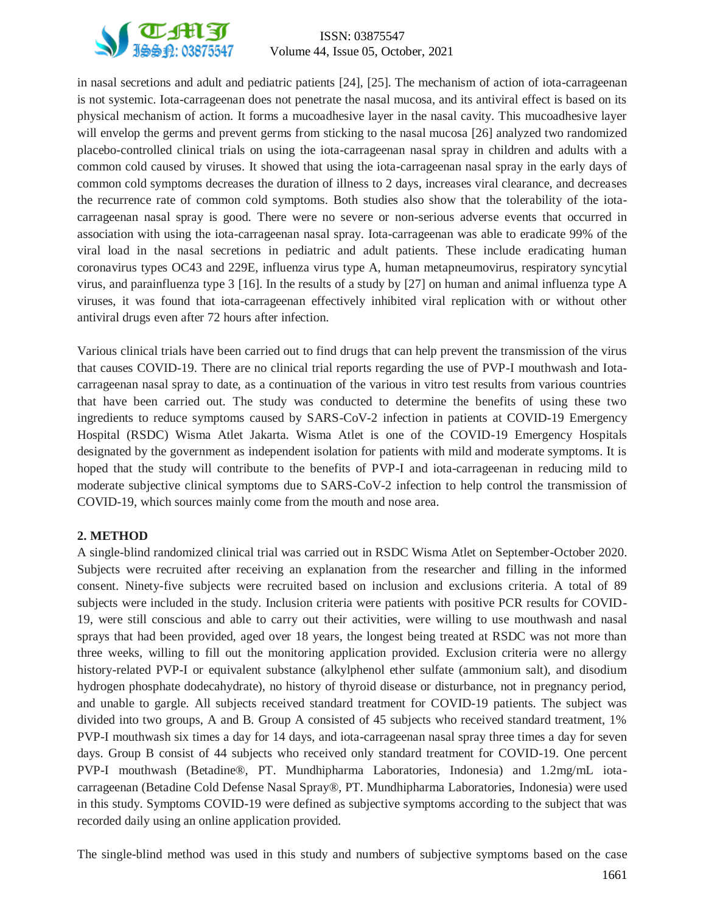in nasal secretions and adult and pediatric patients [24], [25]. The mechanism of action of iota-carrageenan is not systemic. Iota-carrageenan does not penetrate the nasal mucosa, and its antiviral effect is based on its physical mechanism of action. It forms a mucoadhesive layer in the nasal cavity. This mucoadhesive layer will envelop the germs and prevent germs from sticking to the nasal mucosa [26] analyzed two randomized placebo-controlled clinical trials on using the iota-carrageenan nasal spray in children and adults with a common cold caused by viruses. It showed that using the iota-carrageenan nasal spray in the early days of common cold symptoms decreases the duration of illness to 2 days, increases viral clearance, and decreases the recurrence rate of common cold symptoms. Both studies also show that the tolerability of the iota-carrageenan nasal spray is good. There were no severe or non-serious adverse events that occurred in association with using the iota-carrageenan nasal spray. Iota-carrageenan was able to eradicate 99% of the viral load in the nasal secretions in pediatric and adult patients. These include eradicating human coronavirus types OC43 and 229E, influenza virus type A, human metapneumovirus, respiratory syncytial virus, and parainfluenza type 3 [16]. In the results of a study by [27] on human and animal influenza type A viruses, it was found that iota-carrageenan effectively inhibited viral replication with or without other antiviral drugs even after 72 hours after infection.

Various clinical trials have been carried out to find drugs that can help prevent the transmission of the virus that causes COVID-19. There are no clinical trial reports regarding the use of PVP-I mouthwash and Iota-carrageenan nasal spray to date, as a continuation of the various in vitro test results from various countries that have been carried out. The study was conducted to determine the benefits of using these two ingredients to reduce symptoms caused by SARS-CoV-2 infection in patients at COVID-19 Emergency Hospital (RSDC) Wisma Atlet Jakarta. Wisma Atlet is one of the COVID-19 Emergency Hospitals designated by the government as independent isolation for patients with mild and moderate symptoms. It is hoped that the study will contribute to the benefits of PVP-I and iota-carrageenan in reducing mild to moderate subjective clinical symptoms due to SARS-CoV-2 infection to help control the transmission of COVID-19, which sources mainly come from the mouth and nose area.

## 2. METHOD

A single-blind randomized clinical trial was carried out in RSDC Wisma Atlet on September-October 2020. Subjects were recruited after receiving an explanation from the researcher and filling in the informed consent. Ninety-five subjects were recruited based on inclusion and exclusions criteria. A total of 89 subjects were included in the study. Inclusion criteria were patients with positive PCR results for COVID-19, were still conscious and able to carry out their activities, were willing to use mouthwash and nasal sprays that had been provided, aged over 18 years, the longest being treated at RSDC was not more than three weeks, willing to fill out the monitoring application provided. Exclusion criteria were no allergy history-related PVP-I or equivalent substance (alkylphenol ether sulfate (ammonium salt), and disodium hydrogen phosphate dodecahydrate), no history of thyroid disease or disturbance, not in pregnancy period, and unable to gargle. All subjects received standard treatment for COVID-19 patients. The subject was divided into two groups, A and B. Group A consisted of 45 subjects who received standard treatment, 1% PVP-I mouthwash six times a day for 14 days, and iota-carrageenan nasal spray three times a day for seven days. Group B consist of 44 subjects who received only standard treatment for COVID-19. One percent PVP-I mouthwash (Betadine®, PT. Mundhipharma Laboratories, Indonesia) and 1.2mg/mL iota-carrageenan (Betadine Cold Defense Nasal Spray®, PT. Mundhipharma Laboratories, Indonesia) were used in this study. Symptoms COVID-19 were defined as subjective symptoms according to the subject that was recorded daily using an online application provided.

The single-blind method was used in this study and numbers of subjective symptoms based on the case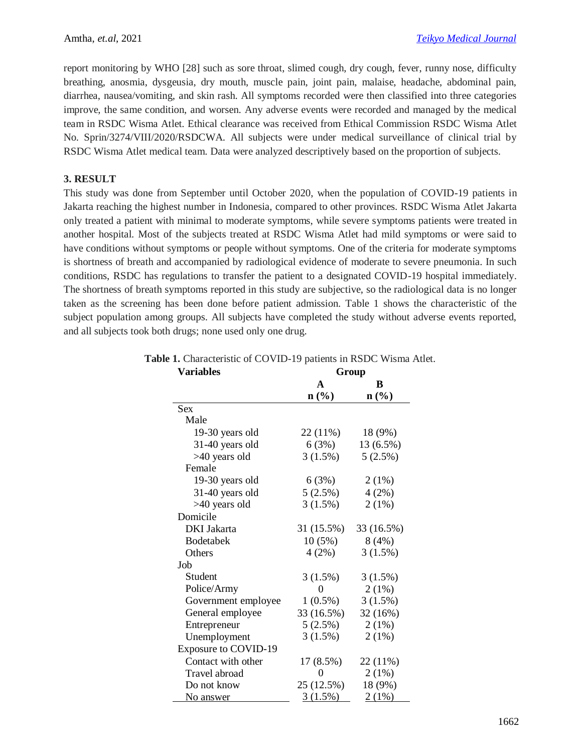report monitoring by WHO [28] such as sore throat, slimed cough, dry cough, fever, runny nose, difficulty breathing, anosmia, dysgeusia, dry mouth, muscle pain, joint pain, malaise, headache, abdominal pain, diarrhea, nausea/vomiting, and skin rash. All symptoms recorded were then classified into three categories improve, the same condition, and worsen. Any adverse events were recorded and managed by the medical team in RSDC Wisma Atlet. Ethical clearance was received from Ethical Commission RSDC Wisma Atlet No. Sprin/3274/VIII/2020/RSDCWA. All subjects were under medical surveillance of clinical trial by RSDC Wisma Atlet medical team. Data were analyzed descriptively based on the proportion of subjects.

## 3. RESULT

This study was done from September until October 2020, when the population of COVID-19 patients in Jakarta reaching the highest number in Indonesia, compared to other provinces. RSDC Wisma Atlet Jakarta only treated a patient with minimal to moderate symptoms, while severe symptoms patients were treated in another hospital. Most of the subjects treated at RSDC Wisma Atlet had mild symptoms or were said to have conditions without symptoms or people without symptoms. One of the criteria for moderate symptoms is shortness of breath and accompanied by radiological evidence of moderate to severe pneumonia. In such conditions, RSDC has regulations to transfer the patient to a designated COVID-19 hospital immediately. The shortness of breath symptoms reported in this study are subjective, so the radiological data is no longer taken as the screening has been done before patient admission. Table 1 shows the characteristic of the subject population among groups. All subjects have completed the study without adverse events reported, and all subjects took both drugs; none used only one drug.

**Table 1.** Characteristic of COVID-19 patients in RSDC Wisma Atlet.

| Variables | Group | |
|---|---|---|
| | **A** | **B** |
| | **n (%)** | **n (%)** |
| Sex | | |
| Male | | |
| 19-30 years old | 22 (11%) | 18 (9%) |
| 31-40 years old | 6 (3%) | 13 (6.5%) |
| >40 years old | 3 (1.5%) | 5 (2.5%) |
| Female | | |
| 19-30 years old | 6 (3%) | 2 (1%) |
| 31-40 years old | 5 (2.5%) | 4 (2%) |
| >40 years old | 3 (1.5%) | 2 (1%) |
| Domicile | | |
| DKI Jakarta | 31 (15.5%) | 33 (16.5%) |
| Bodetabek | 10 (5%) | 8 (4%) |
| Others | 4 (2%) | 3 (1.5%) |
| Job | | |
| Student | 3 (1.5%) | 3 (1.5%) |
| Police/Army | 0 | 2 (1%) |
| Government employee | 1 (0.5%) | 3 (1.5%) |
| General employee | 33 (16.5%) | 32 (16%) |
| Entrepreneur | 5 (2.5%) | 2 (1%) |
| Unemployment | 3 (1.5%) | 2 (1%) |
| Exposure to COVID-19 | | |
| Contact with other | 17 (8.5%) | 22 (11%) |
| Travel abroad | 0 | 2 (1%) |
| Do not know | 25 (12.5%) | 18 (9%) |
| No answer | 3 (1.5%) | 2 (1%) |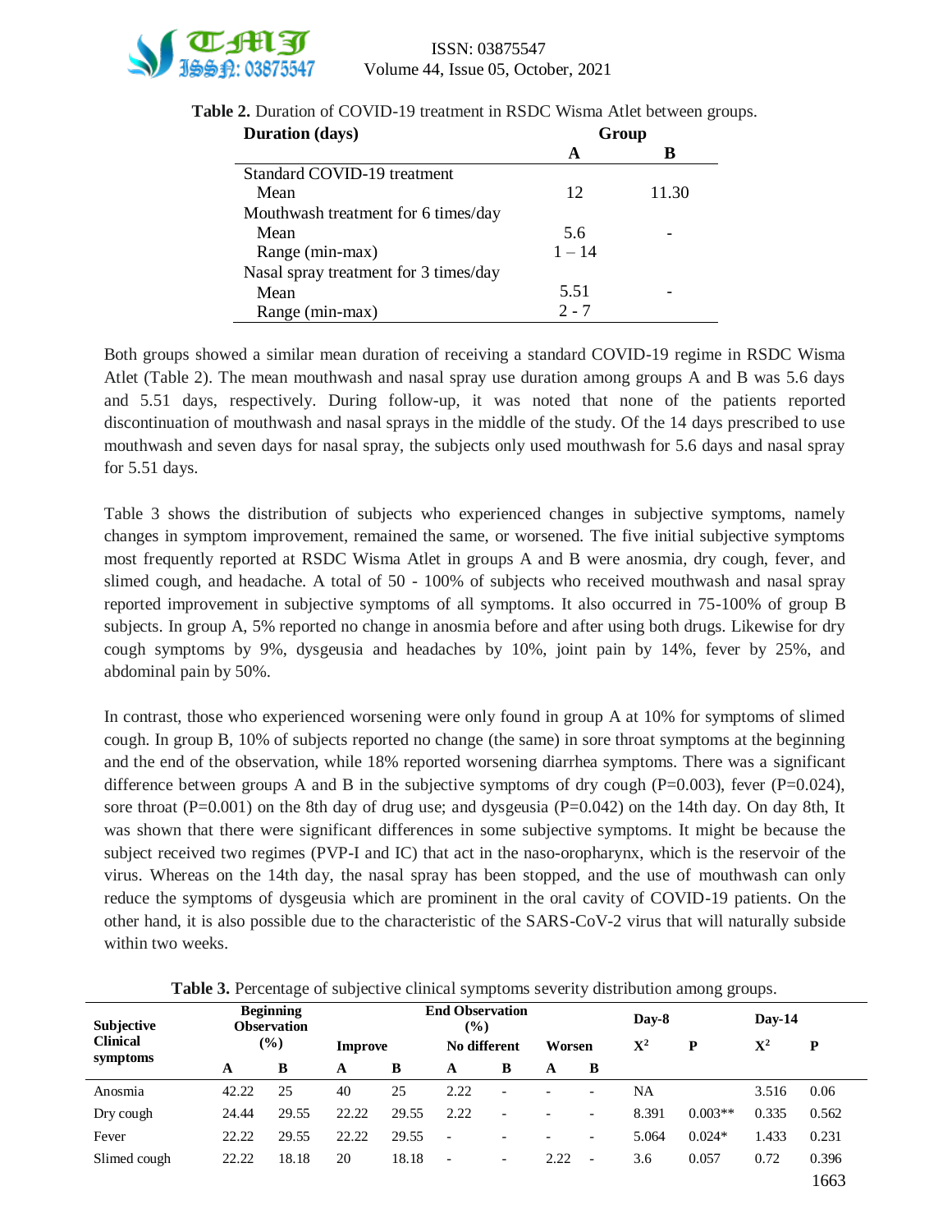**Table 2.** Duration of COVID-19 treatment in RSDC Wisma Atlet between groups.

| Duration (days) | Group A | Group B |
|---|---|---|
| Standard COVID-19 treatment | | |
| Mean | 12 | 11.30 |
| Mouthwash treatment for 6 times/day | | |
| Mean | 5.6 | - |
| Range (min-max) | 1 – 14 | |
| Nasal spray treatment for 3 times/day | | |
| Mean | 5.51 | - |
| Range (min-max) | 2 - 7 | |

Both groups showed a similar mean duration of receiving a standard COVID-19 regime in RSDC Wisma Atlet (Table 2). The mean mouthwash and nasal spray use duration among groups A and B was 5.6 days and 5.51 days, respectively. During follow-up, it was noted that none of the patients reported discontinuation of mouthwash and nasal sprays in the middle of the study. Of the 14 days prescribed to use mouthwash and seven days for nasal spray, the subjects only used mouthwash for 5.6 days and nasal spray for 5.51 days.

Table 3 shows the distribution of subjects who experienced changes in subjective symptoms, namely changes in symptom improvement, remained the same, or worsened. The five initial subjective symptoms most frequently reported at RSDC Wisma Atlet in groups A and B were anosmia, dry cough, fever, and slimed cough, and headache. A total of 50 - 100% of subjects who received mouthwash and nasal spray reported improvement in subjective symptoms of all symptoms. It also occurred in 75-100% of group B subjects. In group A, 5% reported no change in anosmia before and after using both drugs. Likewise for dry cough symptoms by 9%, dysgeusia and headaches by 10%, joint pain by 14%, fever by 25%, and abdominal pain by 50%.

In contrast, those who experienced worsening were only found in group A at 10% for symptoms of slimed cough. In group B, 10% of subjects reported no change (the same) in sore throat symptoms at the beginning and the end of the observation, while 18% reported worsening diarrhea symptoms. There was a significant difference between groups A and B in the subjective symptoms of dry cough (P=0.003), fever (P=0.024), sore throat (P=0.001) on the 8th day of drug use; and dysgeusia (P=0.042) on the 14th day. On day 8th, It was shown that there were significant differences in some subjective symptoms. It might be because the subject received two regimes (PVP-I and IC) that act in the naso-oropharynx, which is the reservoir of the virus. Whereas on the 14th day, the nasal spray has been stopped, and the use of mouthwash can only reduce the symptoms of dysgeusia which are prominent in the oral cavity of COVID-19 patients. On the other hand, it is also possible due to the characteristic of the SARS-CoV-2 virus that will naturally subside within two weeks.

**Table 3.** Percentage of subjective clinical symptoms severity distribution among groups.

| Subjective Clinical symptoms | Beginning Observation (%) | | End Observation (%) | | | | | | Day-8 | | Day-14 | |
|---|---|---|---|---|---|---|---|---|---|---|---|---|
| | | | Improve | | No different | | Worsen | | $X^2$ | P | $X^2$ | P |
| | A | B | A | B | A | B | A | B | | | | |
| Anosmia | 42.22 | 25 | 40 | 25 | 2.22 | - | - | - | NA | | 3.516 | 0.06 |
| Dry cough | 24.44 | 29.55 | 22.22 | 29.55 | 2.22 | - | - | - | 8.391 | 0.003** | 0.335 | 0.562 |
| Fever | 22.22 | 29.55 | 22.22 | 29.55 | - | - | - | - | 5.064 | 0.024* | 1.433 | 0.231 |
| Slimed cough | 22.22 | 18.18 | 20 | 18.18 | - | - | 2.22 | - | 3.6 | 0.057 | 0.72 | 0.396 |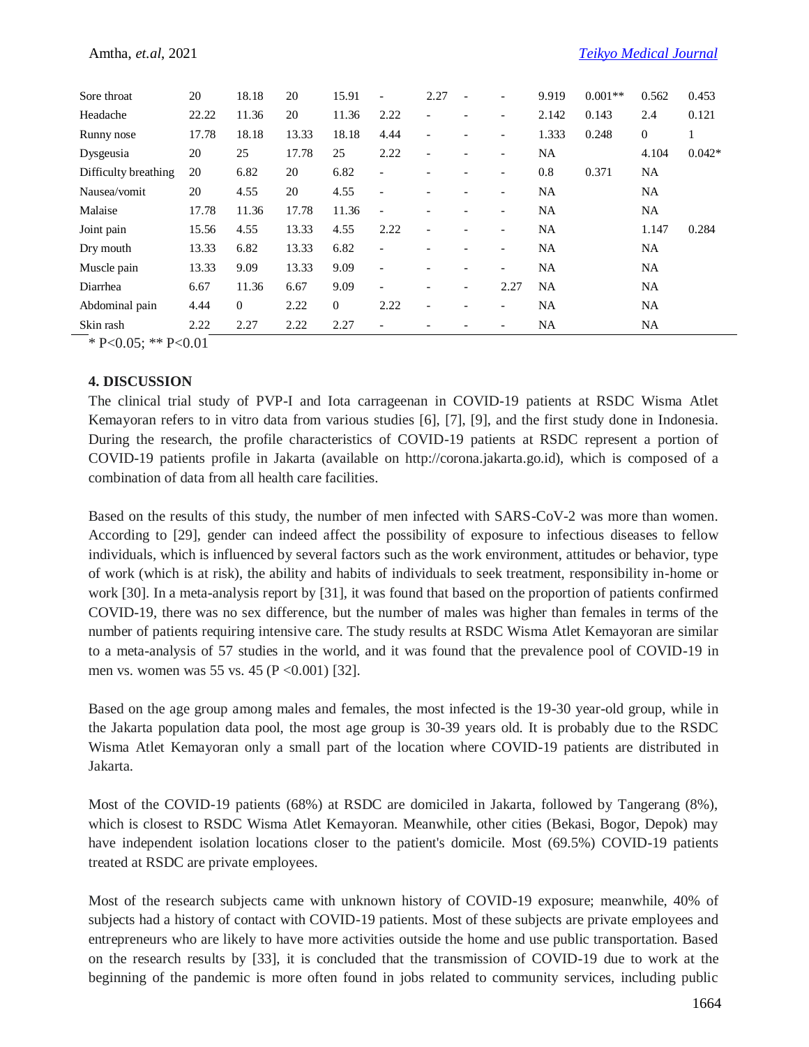| | | | | | | | | | | | | |
|---|---|---|---|---|---|---|---|---|---|---|---|---|
| Sore throat | 20 | 18.18 | 20 | 15.91 | - | 2.27 | - | - | 9.919 | 0.001** | 0.562 | 0.453 |
| Headache | 22.22 | 11.36 | 20 | 11.36 | 2.22 | - | - | - | 2.142 | 0.143 | 2.4 | 0.121 |
| Runny nose | 17.78 | 18.18 | 13.33 | 18.18 | 4.44 | - | - | - | 1.333 | 0.248 | 0 | 1 |
| Dysgeusia | 20 | 25 | 17.78 | 25 | 2.22 | - | - | - | NA | | 4.104 | 0.042* |
| Difficulty breathing | 20 | 6.82 | 20 | 6.82 | - | - | - | - | 0.8 | 0.371 | NA | |
| Nausea/vomit | 20 | 4.55 | 20 | 4.55 | - | - | - | - | NA | | NA | |
| Malaise | 17.78 | 11.36 | 17.78 | 11.36 | - | - | - | - | NA | | NA | |
| Joint pain | 15.56 | 4.55 | 13.33 | 4.55 | 2.22 | - | - | - | NA | | 1.147 | 0.284 |
| Dry mouth | 13.33 | 6.82 | 13.33 | 6.82 | - | - | - | - | NA | | NA | |
| Muscle pain | 13.33 | 9.09 | 13.33 | 9.09 | - | - | - | - | NA | | NA | |
| Diarrhea | 6.67 | 11.36 | 6.67 | 9.09 | - | - | - | 2.27 | NA | | NA | |
| Abdominal pain | 4.44 | 0 | 2.22 | 0 | 2.22 | - | - | - | NA | | NA | |
| Skin rash | 2.22 | 2.27 | 2.22 | 2.27 | - | - | - | - | NA | | NA | |

* P<0.05; ** P<0.01

## 4. DISCUSSION

The clinical trial study of PVP-I and Iota carrageenan in COVID-19 patients at RSDC Wisma Atlet Kemayoran refers to in vitro data from various studies [6], [7], [9], and the first study done in Indonesia. During the research, the profile characteristics of COVID-19 patients at RSDC represent a portion of COVID-19 patients profile in Jakarta (available on http://corona.jakarta.go.id), which is composed of a combination of data from all health care facilities.

Based on the results of this study, the number of men infected with SARS-CoV-2 was more than women. According to [29], gender can indeed affect the possibility of exposure to infectious diseases to fellow individuals, which is influenced by several factors such as the work environment, attitudes or behavior, type of work (which is at risk), the ability and habits of individuals to seek treatment, responsibility in-home or work [30]. In a meta-analysis report by [31], it was found that based on the proportion of patients confirmed COVID-19, there was no sex difference, but the number of males was higher than females in terms of the number of patients requiring intensive care. The study results at RSDC Wisma Atlet Kemayoran are similar to a meta-analysis of 57 studies in the world, and it was found that the prevalence pool of COVID-19 in men vs. women was 55 vs. 45 (P <0.001) [32].

Based on the age group among males and females, the most infected is the 19-30 year-old group, while in the Jakarta population data pool, the most age group is 30-39 years old. It is probably due to the RSDC Wisma Atlet Kemayoran only a small part of the location where COVID-19 patients are distributed in Jakarta.

Most of the COVID-19 patients (68%) at RSDC are domiciled in Jakarta, followed by Tangerang (8%), which is closest to RSDC Wisma Atlet Kemayoran. Meanwhile, other cities (Bekasi, Bogor, Depok) may have independent isolation locations closer to the patient's domicile. Most (69.5%) COVID-19 patients treated at RSDC are private employees.

Most of the research subjects came with unknown history of COVID-19 exposure; meanwhile, 40% of subjects had a history of contact with COVID-19 patients. Most of these subjects are private employees and entrepreneurs who are likely to have more activities outside the home and use public transportation. Based on the research results by [33], it is concluded that the transmission of COVID-19 due to work at the beginning of the pandemic is more often found in jobs related to community services, including public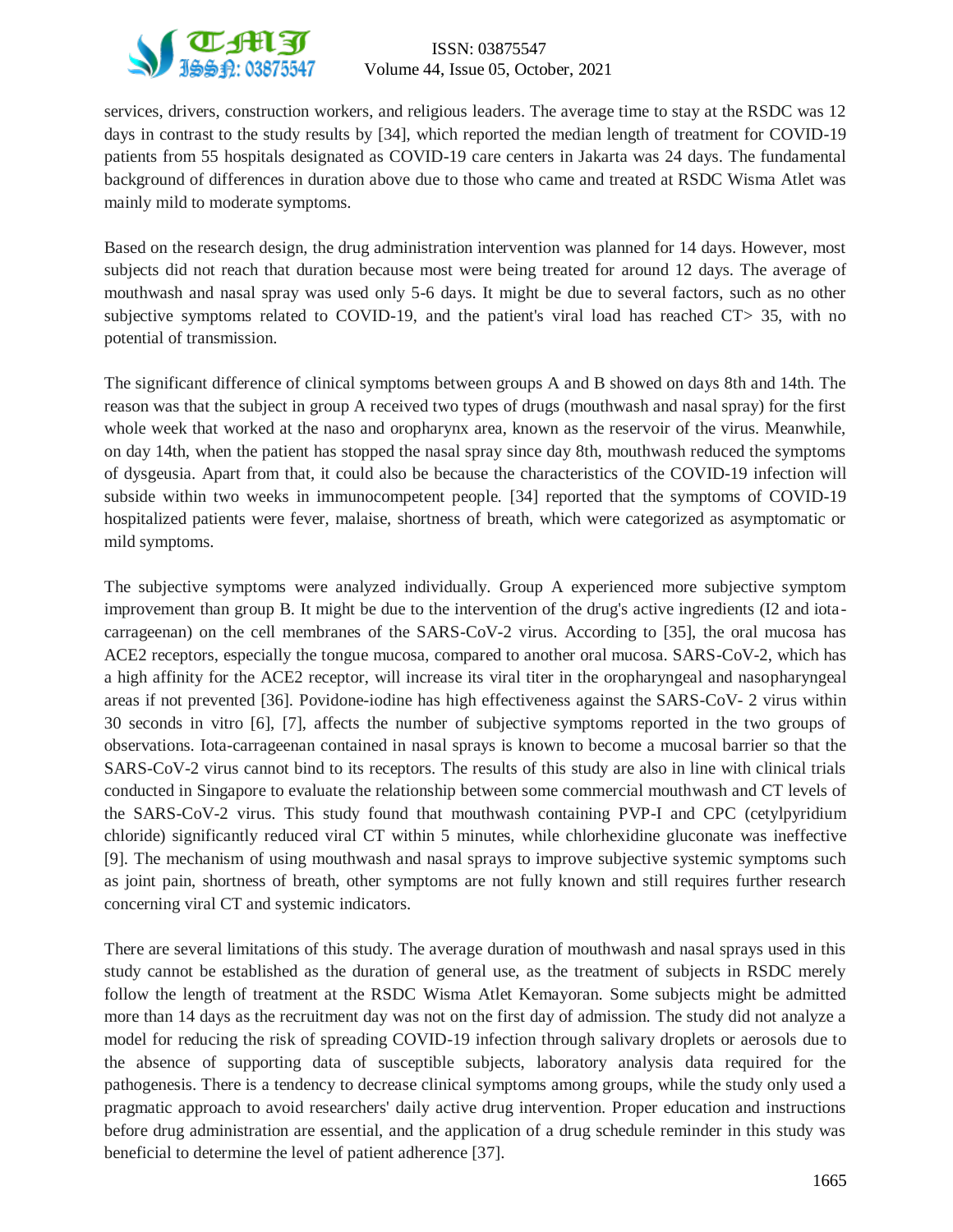services, drivers, construction workers, and religious leaders. The average time to stay at the RSDC was 12 days in contrast to the study results by [34], which reported the median length of treatment for COVID-19 patients from 55 hospitals designated as COVID-19 care centers in Jakarta was 24 days. The fundamental background of differences in duration above due to those who came and treated at RSDC Wisma Atlet was mainly mild to moderate symptoms.

Based on the research design, the drug administration intervention was planned for 14 days. However, most subjects did not reach that duration because most were being treated for around 12 days. The average of mouthwash and nasal spray was used only 5-6 days. It might be due to several factors, such as no other subjective symptoms related to COVID-19, and the patient's viral load has reached CT> 35, with no potential of transmission.

The significant difference of clinical symptoms between groups A and B showed on days 8th and 14th. The reason was that the subject in group A received two types of drugs (mouthwash and nasal spray) for the first whole week that worked at the naso and oropharynx area, known as the reservoir of the virus. Meanwhile, on day 14th, when the patient has stopped the nasal spray since day 8th, mouthwash reduced the symptoms of dysgeusia. Apart from that, it could also be because the characteristics of the COVID-19 infection will subside within two weeks in immunocompetent people. [34] reported that the symptoms of COVID-19 hospitalized patients were fever, malaise, shortness of breath, which were categorized as asymptomatic or mild symptoms.

The subjective symptoms were analyzed individually. Group A experienced more subjective symptom improvement than group B. It might be due to the intervention of the drug's active ingredients ($I_2$ and iota-carrageenan) on the cell membranes of the SARS-CoV-2 virus. According to [35], the oral mucosa has ACE2 receptors, especially the tongue mucosa, compared to another oral mucosa. SARS-CoV-2, which has a high affinity for the ACE2 receptor, will increase its viral titer in the oropharyngeal and nasopharyngeal areas if not prevented [36]. Povidone-iodine has high effectiveness against the SARS-CoV- 2 virus within 30 seconds in vitro [6], [7], affects the number of subjective symptoms reported in the two groups of observations. Iota-carrageenan contained in nasal sprays is known to become a mucosal barrier so that the SARS-CoV-2 virus cannot bind to its receptors. The results of this study are also in line with clinical trials conducted in Singapore to evaluate the relationship between some commercial mouthwash and CT levels of the SARS-CoV-2 virus. This study found that mouthwash containing PVP-I and CPC (cetylpyridium chloride) significantly reduced viral CT within 5 minutes, while chlorhexidine gluconate was ineffective [9]. The mechanism of using mouthwash and nasal sprays to improve subjective systemic symptoms such as joint pain, shortness of breath, other symptoms are not fully known and still requires further research concerning viral CT and systemic indicators.

There are several limitations of this study. The average duration of mouthwash and nasal sprays used in this study cannot be established as the duration of general use, as the treatment of subjects in RSDC merely follow the length of treatment at the RSDC Wisma Atlet Kemayoran. Some subjects might be admitted more than 14 days as the recruitment day was not on the first day of admission. The study did not analyze a model for reducing the risk of spreading COVID-19 infection through salivary droplets or aerosols due to the absence of supporting data of susceptible subjects, laboratory analysis data required for the pathogenesis. There is a tendency to decrease clinical symptoms among groups, while the study only used a pragmatic approach to avoid researchers' daily active drug intervention. Proper education and instructions before drug administration are essential, and the application of a drug schedule reminder in this study was beneficial to determine the level of patient adherence [37].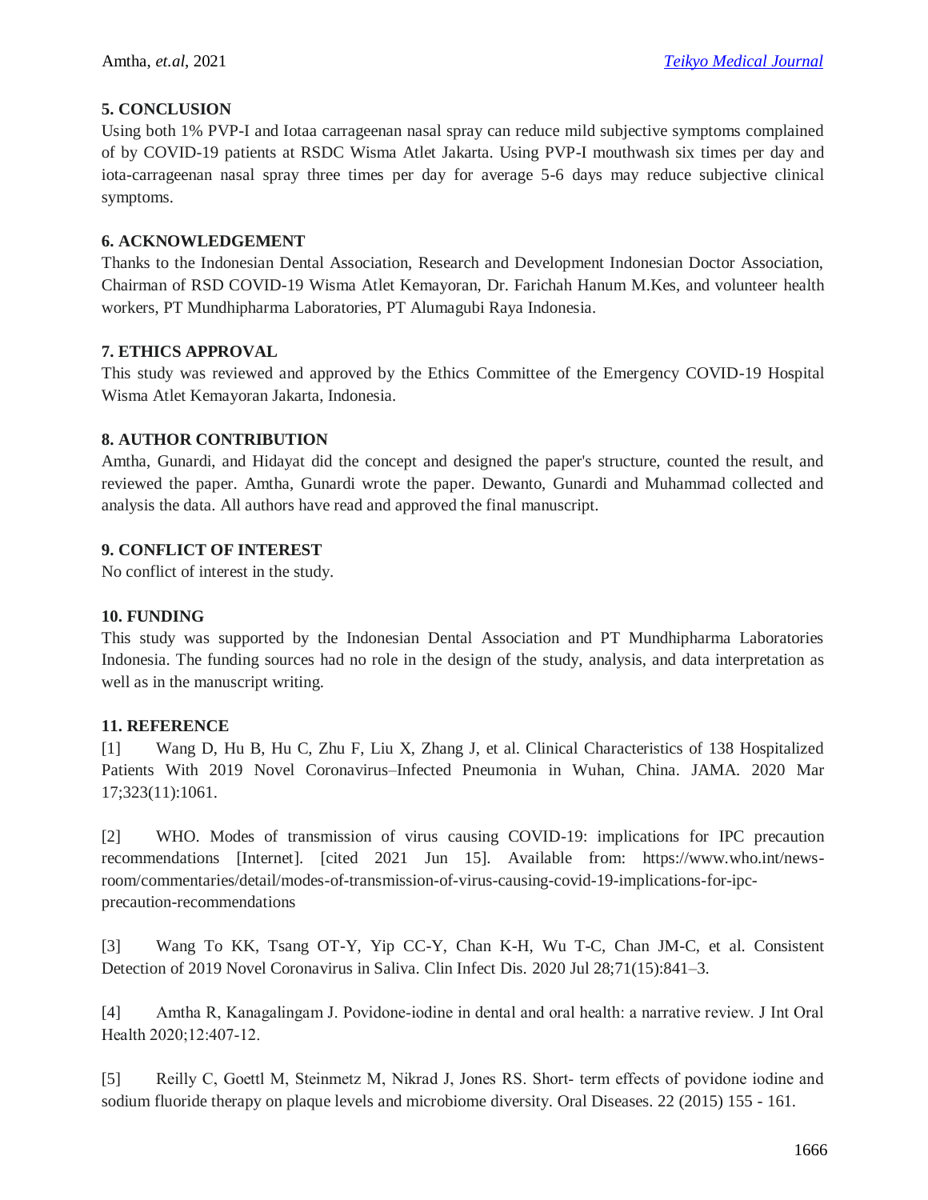## 5. CONCLUSION

Using both 1% PVP-I and Iotaa carrageenan nasal spray can reduce mild subjective symptoms complained of by COVID-19 patients at RSDC Wisma Atlet Jakarta. Using PVP-I mouthwash six times per day and iota-carrageenan nasal spray three times per day for average 5-6 days may reduce subjective clinical symptoms.

## 6. ACKNOWLEDGEMENT

Thanks to the Indonesian Dental Association, Research and Development Indonesian Doctor Association, Chairman of RSD COVID-19 Wisma Atlet Kemayoran, Dr. Farichah Hanum M.Kes, and volunteer health workers, PT Mundhipharma Laboratories, PT Alumagubi Raya Indonesia.

## 7. ETHICS APPROVAL

This study was reviewed and approved by the Ethics Committee of the Emergency COVID-19 Hospital Wisma Atlet Kemayoran Jakarta, Indonesia.

## 8. AUTHOR CONTRIBUTION

Amtha, Gunardi, and Hidayat did the concept and designed the paper's structure, counted the result, and reviewed the paper. Amtha, Gunardi wrote the paper. Dewanto, Gunardi and Muhammad collected and analysis the data. All authors have read and approved the final manuscript.

## 9. CONFLICT OF INTEREST

No conflict of interest in the study.

## 10. FUNDING

This study was supported by the Indonesian Dental Association and PT Mundhipharma Laboratories Indonesia. The funding sources had no role in the design of the study, analysis, and data interpretation as well as in the manuscript writing.

## 11. REFERENCE

[1] Wang D, Hu B, Hu C, Zhu F, Liu X, Zhang J, et al. Clinical Characteristics of 138 Hospitalized Patients With 2019 Novel Coronavirus–Infected Pneumonia in Wuhan, China. JAMA. 2020 Mar 17;323(11):1061.

[2] WHO. Modes of transmission of virus causing COVID-19: implications for IPC precaution recommendations [Internet]. [cited 2021 Jun 15]. Available from: https://www.who.int/news-room/commentaries/detail/modes-of-transmission-of-virus-causing-covid-19-implications-for-ipc-precaution-recommendations

[3] Wang To KK, Tsang OT-Y, Yip CC-Y, Chan K-H, Wu T-C, Chan JM-C, et al. Consistent Detection of 2019 Novel Coronavirus in Saliva. Clin Infect Dis. 2020 Jul 28;71(15):841–3.

[4] Amtha R, Kanagalingam J. Povidone-iodine in dental and oral health: a narrative review. J Int Oral Health 2020;12:407-12.

[5] Reilly C, Goettl M, Steinmetz M, Nikrad J, Jones RS. Short- term effects of povidone iodine and sodium fluoride therapy on plaque levels and microbiome diversity. Oral Diseases. 22 (2015) 155 - 161.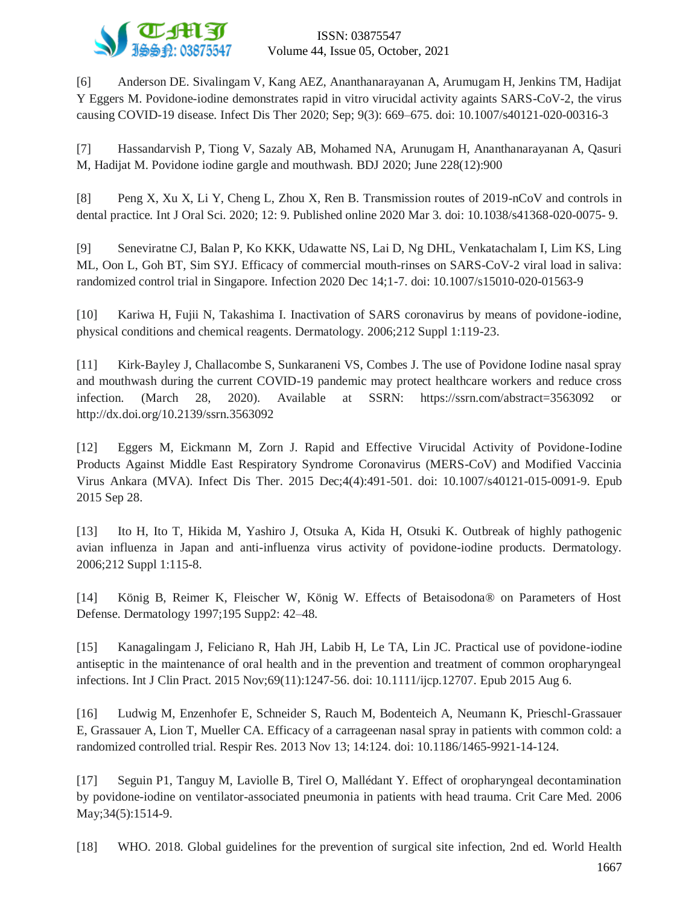[6] Anderson DE. Sivalingam V, Kang AEZ, Ananthanarayanan A, Arumugam H, Jenkins TM, Hadijat Y Eggers M. Povidone-iodine demonstrates rapid in vitro virucidal activity againts SARS-CoV-2, the virus causing COVID-19 disease. Infect Dis Ther 2020; Sep; 9(3): 669–675. doi: 10.1007/s40121-020-00316-3

[7] Hassandarvish P, Tiong V, Sazaly AB, Mohamed NA, Arunugam H, Ananthanarayanan A, Qasuri M, Hadijat M. Povidone iodine gargle and mouthwash. BDJ 2020; June 228(12):900

[8] Peng X, Xu X, Li Y, Cheng L, Zhou X, Ren B. Transmission routes of 2019-nCoV and controls in dental practice. Int J Oral Sci. 2020; 12: 9. Published online 2020 Mar 3. doi: 10.1038/s41368-020-0075- 9.

[9] Seneviratne CJ, Balan P, Ko KKK, Udawatte NS, Lai D, Ng DHL, Venkatachalam I, Lim KS, Ling ML, Oon L, Goh BT, Sim SYJ. Efficacy of commercial mouth-rinses on SARS-CoV-2 viral load in saliva: randomized control trial in Singapore. Infection 2020 Dec 14;1-7. doi: 10.1007/s15010-020-01563-9

[10] Kariwa H, Fujii N, Takashima I. Inactivation of SARS coronavirus by means of povidone-iodine, physical conditions and chemical reagents. Dermatology. 2006;212 Suppl 1:119-23.

[11] Kirk-Bayley J, Challacombe S, Sunkaraneni VS, Combes J. The use of Povidone Iodine nasal spray and mouthwash during the current COVID-19 pandemic may protect healthcare workers and reduce cross infection. (March 28, 2020). Available at SSRN: https://ssrn.com/abstract=3563092 or http://dx.doi.org/10.2139/ssrn.3563092

[12] Eggers M, Eickmann M, Zorn J. Rapid and Effective Virucidal Activity of Povidone-Iodine Products Against Middle East Respiratory Syndrome Coronavirus (MERS-CoV) and Modified Vaccinia Virus Ankara (MVA). Infect Dis Ther. 2015 Dec;4(4):491-501. doi: 10.1007/s40121-015-0091-9. Epub 2015 Sep 28.

[13] Ito H, Ito T, Hikida M, Yashiro J, Otsuka A, Kida H, Otsuki K. Outbreak of highly pathogenic avian influenza in Japan and anti-influenza virus activity of povidone-iodine products. Dermatology. 2006;212 Suppl 1:115-8.

[14] König B, Reimer K, Fleischer W, König W. Effects of Betaisodona® on Parameters of Host Defense. Dermatology 1997;195 Supp2: 42–48.

[15] Kanagalingam J, Feliciano R, Hah JH, Labib H, Le TA, Lin JC. Practical use of povidone-iodine antiseptic in the maintenance of oral health and in the prevention and treatment of common oropharyngeal infections. Int J Clin Pract. 2015 Nov;69(11):1247-56. doi: 10.1111/ijcp.12707. Epub 2015 Aug 6.

[16] Ludwig M, Enzenhofer E, Schneider S, Rauch M, Bodenteich A, Neumann K, Prieschl-Grassauer E, Grassauer A, Lion T, Mueller CA. Efficacy of a carrageenan nasal spray in patients with common cold: a randomized controlled trial. Respir Res. 2013 Nov 13; 14:124. doi: 10.1186/1465-9921-14-124.

[17] Seguin P1, Tanguy M, Laviolle B, Tirel O, Mallédant Y. Effect of oropharyngeal decontamination by povidone-iodine on ventilator-associated pneumonia in patients with head trauma. Crit Care Med. 2006 May;34(5):1514-9.

[18] WHO. 2018. Global guidelines for the prevention of surgical site infection, 2nd ed. World Health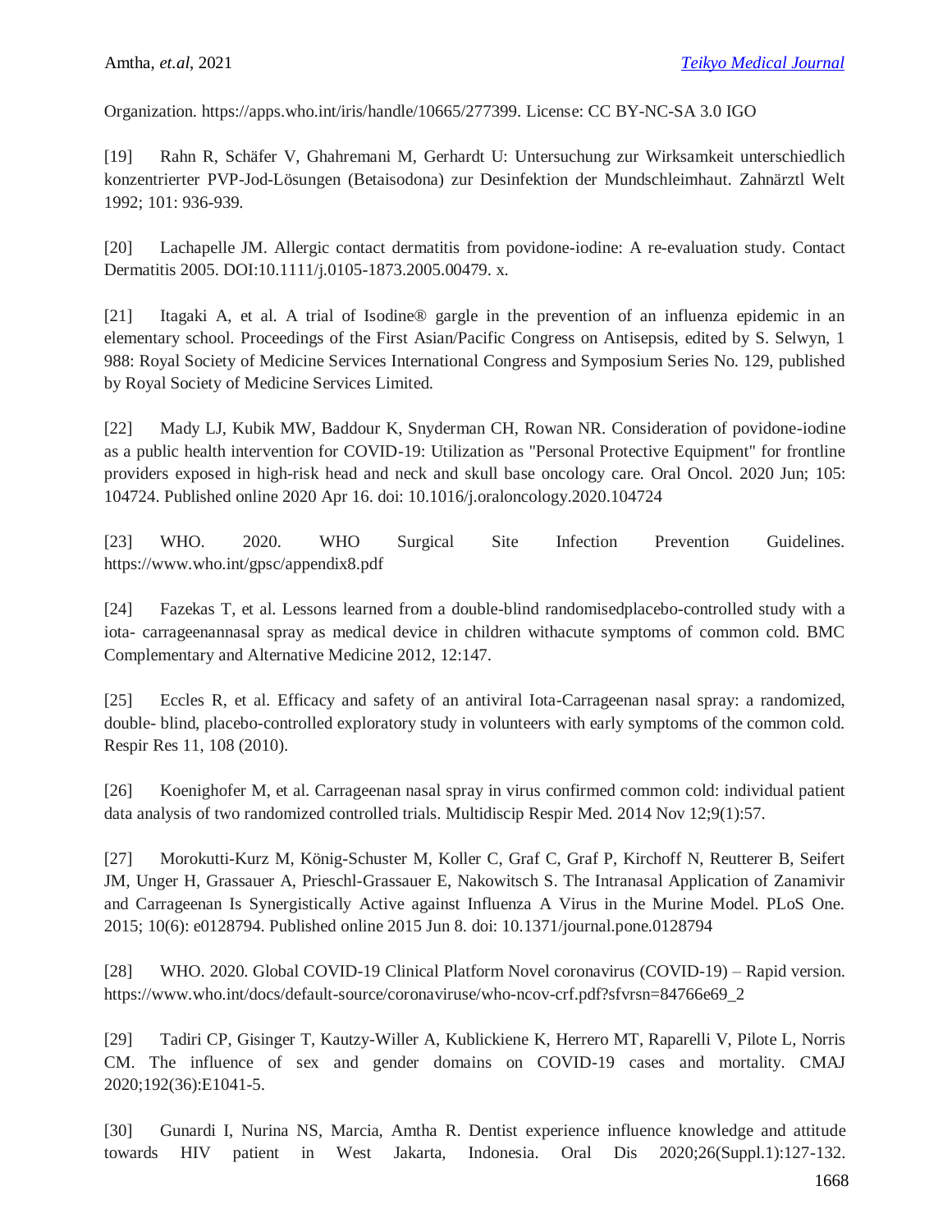Organization. https://apps.who.int/iris/handle/10665/277399. License: CC BY-NC-SA 3.0 IGO

[19] Rahn R, Schäfer V, Ghahremani M, Gerhardt U: Untersuchung zur Wirksamkeit unterschiedlich konzentrierter PVP-Jod-Lösungen (Betaisodona) zur Desinfektion der Mundschleimhaut. Zahnärztl Welt 1992; 101: 936-939.

[20] Lachapelle JM. Allergic contact dermatitis from povidone-iodine: A re-evaluation study. Contact Dermatitis 2005. DOI:10.1111/j.0105-1873.2005.00479. x.

[21] Itagaki A, et al. A trial of Isodine® gargle in the prevention of an influenza epidemic in an elementary school. Proceedings of the First Asian/Pacific Congress on Antisepsis, edited by S. Selwyn, 1 988: Royal Society of Medicine Services International Congress and Symposium Series No. 129, published by Royal Society of Medicine Services Limited.

[22] Mady LJ, Kubik MW, Baddour K, Snyderman CH, Rowan NR. Consideration of povidone-iodine as a public health intervention for COVID-19: Utilization as "Personal Protective Equipment" for frontline providers exposed in high-risk head and neck and skull base oncology care. Oral Oncol. 2020 Jun; 105: 104724. Published online 2020 Apr 16. doi: 10.1016/j.oraloncology.2020.104724

[23] WHO. 2020. WHO Surgical Site Infection Prevention Guidelines. https://www.who.int/gpsc/appendix8.pdf

[24] Fazekas T, et al. Lessons learned from a double-blind randomisedplacebo-controlled study with a iota- carrageenannasal spray as medical device in children withacute symptoms of common cold. BMC Complementary and Alternative Medicine 2012, 12:147.

[25] Eccles R, et al. Efficacy and safety of an antiviral Iota-Carrageenan nasal spray: a randomized, double- blind, placebo-controlled exploratory study in volunteers with early symptoms of the common cold. Respir Res 11, 108 (2010).

[26] Koenighofer M, et al. Carrageenan nasal spray in virus confirmed common cold: individual patient data analysis of two randomized controlled trials. Multidiscip Respir Med. 2014 Nov 12;9(1):57.

[27] Morokutti-Kurz M, König-Schuster M, Koller C, Graf C, Graf P, Kirchoff N, Reutterer B, Seifert JM, Unger H, Grassauer A, Prieschl-Grassauer E, Nakowitsch S. The Intranasal Application of Zanamivir and Carrageenan Is Synergistically Active against Influenza A Virus in the Murine Model. PLoS One. 2015; 10(6): e0128794. Published online 2015 Jun 8. doi: 10.1371/journal.pone.0128794

[28] WHO. 2020. Global COVID-19 Clinical Platform Novel coronavirus (COVID-19) – Rapid version. https://www.who.int/docs/default-source/coronaviruse/who-ncov-crf.pdf?sfvrsn=84766e69_2

[29] Tadiri CP, Gisinger T, Kautzy-Willer A, Kublickiene K, Herrero MT, Raparelli V, Pilote L, Norris CM. The influence of sex and gender domains on COVID-19 cases and mortality. CMAJ 2020;192(36):E1041-5.

[30] Gunardi I, Nurina NS, Marcia, Amtha R. Dentist experience influence knowledge and attitude towards HIV patient in West Jakarta, Indonesia. Oral Dis 2020;26(Suppl.1):127-132.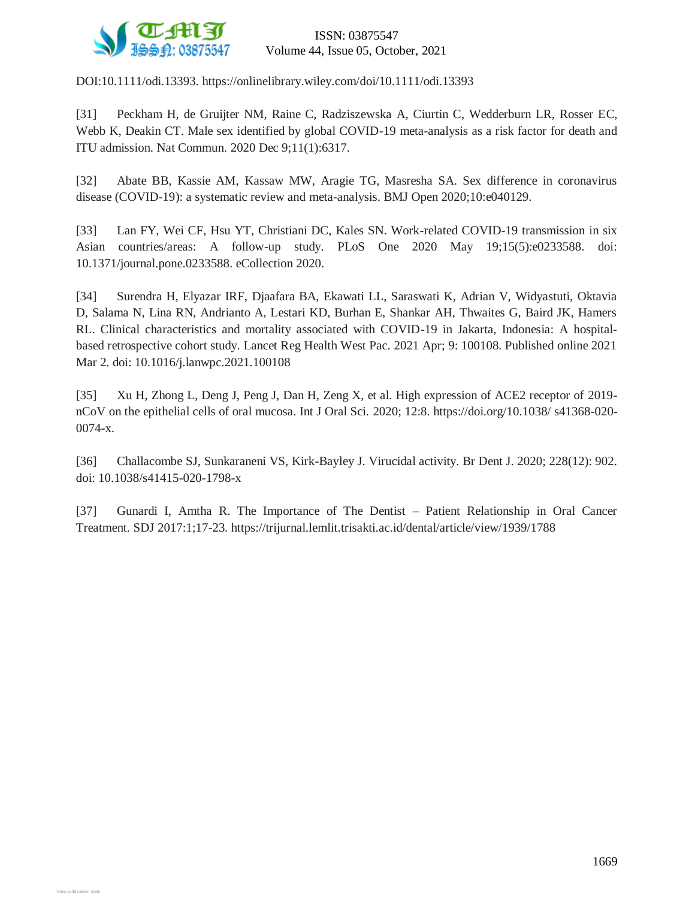DOI:10.1111/odi.13393. https://onlinelibrary.wiley.com/doi/10.1111/odi.13393

[31] Peckham H, de Gruijter NM, Raine C, Radziszewska A, Ciurtin C, Wedderburn LR, Rosser EC, Webb K, Deakin CT. Male sex identified by global COVID-19 meta-analysis as a risk factor for death and ITU admission. Nat Commun. 2020 Dec 9;11(1):6317.

[32] Abate BB, Kassie AM, Kassaw MW, Aragie TG, Masresha SA. Sex difference in coronavirus disease (COVID-19): a systematic review and meta-analysis. BMJ Open 2020;10:e040129.

[33] Lan FY, Wei CF, Hsu YT, Christiani DC, Kales SN. Work-related COVID-19 transmission in six Asian countries/areas: A follow-up study. PLoS One 2020 May 19;15(5):e0233588. doi: 10.1371/journal.pone.0233588. eCollection 2020.

[34] Surendra H, Elyazar IRF, Djaafara BA, Ekawati LL, Saraswati K, Adrian V, Widyastuti, Oktavia D, Salama N, Lina RN, Andrianto A, Lestari KD, Burhan E, Shankar AH, Thwaites G, Baird JK, Hamers RL. Clinical characteristics and mortality associated with COVID-19 in Jakarta, Indonesia: A hospital-based retrospective cohort study. Lancet Reg Health West Pac. 2021 Apr; 9: 100108. Published online 2021 Mar 2. doi: 10.1016/j.lanwpc.2021.100108

[35] Xu H, Zhong L, Deng J, Peng J, Dan H, Zeng X, et al. High expression of ACE2 receptor of 2019-nCoV on the epithelial cells of oral mucosa. Int J Oral Sci. 2020; 12:8. https://doi.org/10.1038/ s41368-020-0074-x.

[36] Challacombe SJ, Sunkaraneni VS, Kirk-Bayley J. Virucidal activity. Br Dent J. 2020; 228(12): 902. doi: 10.1038/s41415-020-1798-x

[37] Gunardi I, Amtha R. The Importance of The Dentist – Patient Relationship in Oral Cancer Treatment. SDJ 2017:1;17-23. https://trijurnal.lemlit.trisakti.ac.id/dental/article/view/1939/1788